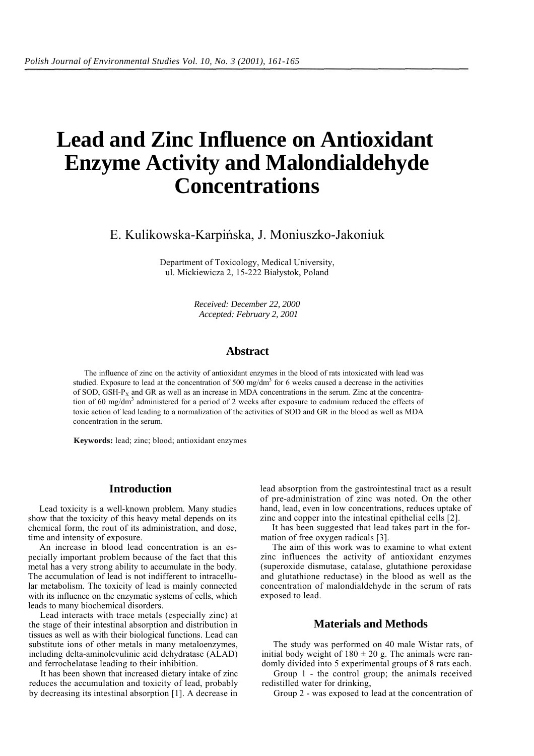# Lead and Zinc Influence on Antioxidant Enzyme Activity and Malondialdehyde Concentrations

E. Kulikowska-Karpińska, J. Moniuszko-Jakoniuk

Department of Toxicology, Medical University, ul. Mickiewicza 2, 15-222 Białystok, Poland

*Received: December 22, 2000*
*Accepted: February 2, 2001*

## Abstract

The influence of zinc on the activity of antioxidant enzymes in the blood of rats intoxicated with lead was studied. Exposure to lead at the concentration of 500 mg/dm$^3$ for 6 weeks caused a decrease in the activities of SOD, GSH-P$_X$ and GR as well as an increase in MDA concentrations in the serum. Zinc at the concentration of 60 mg/dm$^3$ administered for a period of 2 weeks after exposure to cadmium reduced the effects of toxic action of lead leading to a normalization of the activities of SOD and GR in the blood as well as MDA concentration in the serum.

**Keywords:** lead; zinc; blood; antioxidant enzymes

## Introduction

Lead toxicity is a well-known problem. Many studies show that the toxicity of this heavy metal depends on its chemical form, the rout of its administration, and dose, time and intensity of exposure.

An increase in blood lead concentration is an especially important problem because of the fact that this metal has a very strong ability to accumulate in the body. The accumulation of lead is not indifferent to intracellular metabolism. The toxicity of lead is mainly connected with its influence on the enzymatic systems of cells, which leads to many biochemical disorders.

Lead interacts with trace metals (especially zinc) at the stage of their intestinal absorption and distribution in tissues as well as with their biological functions. Lead can substitute ions of other metals in many metaloenzymes, including delta-aminolevulinic acid dehydratase (ALAD) and ferrochelatase leading to their inhibition.

It has been shown that increased dietary intake of zinc reduces the accumulation and toxicity of lead, probably by decreasing its intestinal absorption [1]. A decrease in lead absorption from the gastrointestinal tract as a result of pre-administration of zinc was noted. On the other hand, lead, even in low concentrations, reduces uptake of zinc and copper into the intestinal epithelial cells [2].

It has been suggested that lead takes part in the formation of free oxygen radicals [3].

The aim of this work was to examine to what extent zinc influences the activity of antioxidant enzymes (superoxide dismutase, catalase, glutathione peroxidase and glutathione reductase) in the blood as well as the concentration of malondialdehyde in the serum of rats exposed to lead.

## Materials and Methods

The study was performed on 40 male Wistar rats, of initial body weight of 180 ± 20 g. The animals were randomly divided into 5 experimental groups of 8 rats each.

Group 1 - the control group; the animals received redistilled water for drinking,

Group 2 - was exposed to lead at the concentration of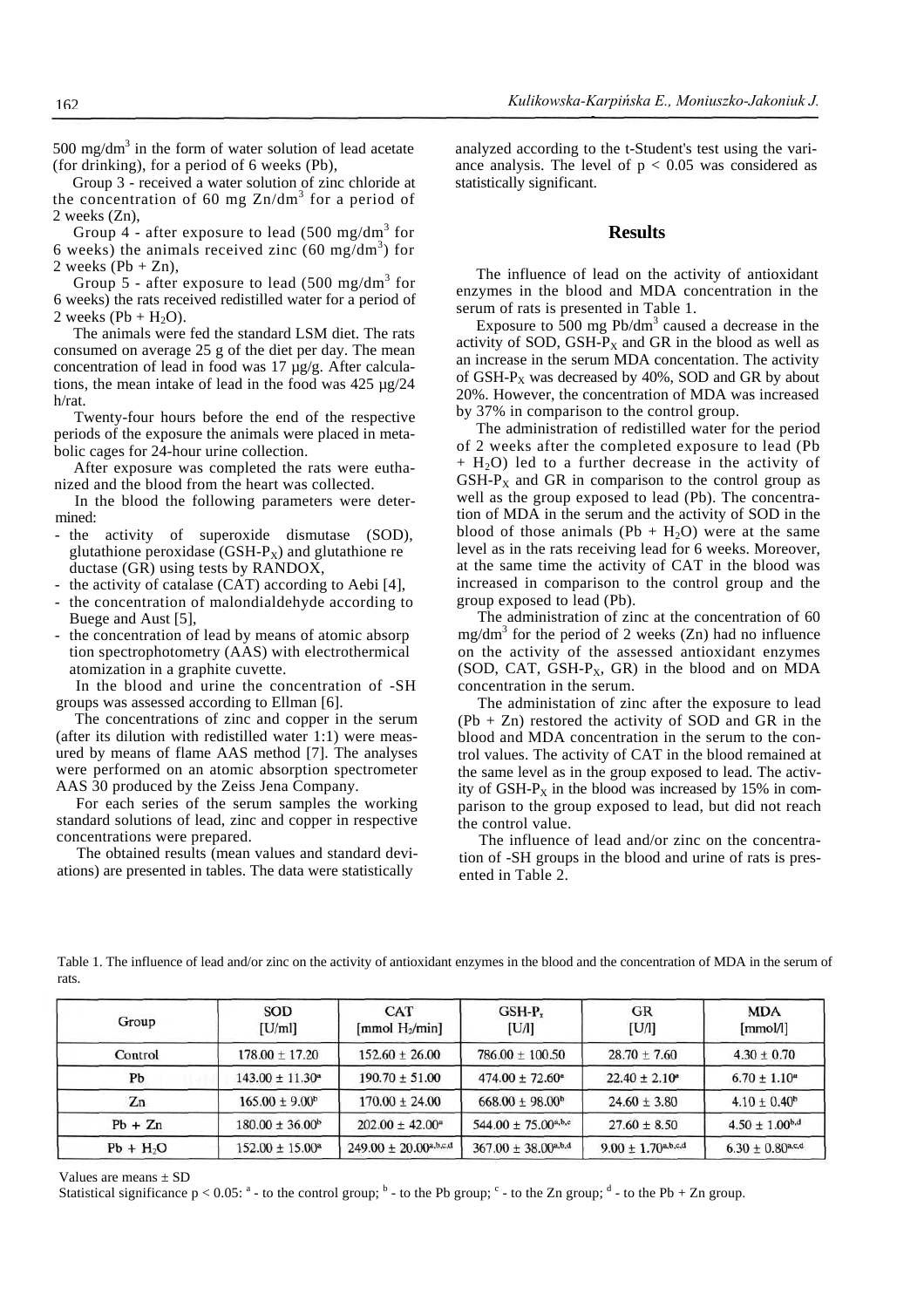500 mg/dm$^3$ in the form of water solution of lead acetate (for drinking), for a period of 6 weeks (Pb),

Group 3 - received a water solution of zinc chloride at the concentration of 60 mg Zn/dm$^3$ for a period of 2 weeks (Zn),

Group 4 - after exposure to lead (500 mg/dm$^3$ for 6 weeks) the animals received zinc (60 mg/dm$^3$) for 2 weeks (Pb + Zn),

Group 5 - after exposure to lead (500 mg/dm$^3$ for 6 weeks) the rats received redistilled water for a period of 2 weeks (Pb + $H_2O$).

The animals were fed the standard LSM diet. The rats consumed on average 25 g of the diet per day. The mean concentration of lead in food was 17 µg/g. After calculations, the mean intake of lead in the food was 425 µg/24 h/rat.

Twenty-four hours before the end of the respective periods of the exposure the animals were placed in metabolic cages for 24-hour urine collection.

After exposure was completed the rats were euthanized and the blood from the heart was collected.

In the blood the following parameters were determined:

- the activity of superoxide dismutase (SOD), glutathione peroxidase (GSH-$P_X$) and glutathione reductase (GR) using tests by RANDOX,
- the activity of catalase (CAT) according to Aebi [4],
- the concentration of malondialdehyde according to Buege and Aust [5],
- the concentration of lead by means of atomic absorption spectrophotometry (AAS) with electrothermical atomization in a graphite cuvette.

In the blood and urine the concentration of -SH groups was assessed according to Ellman [6].

The concentrations of zinc and copper in the serum (after its dilution with redistilled water 1:1) were measured by means of flame AAS method [7]. The analyses were performed on an atomic absorption spectrometer AAS 30 produced by the Zeiss Jena Company.

For each series of the serum samples the working standard solutions of lead, zinc and copper in respective concentrations were prepared.

The obtained results (mean values and standard deviations) are presented in tables. The data were statistically analyzed according to the t-Student's test using the variance analysis. The level of $p < 0.05$ was considered as statistically significant.

## Results

The influence of lead on the activity of antioxidant enzymes in the blood and MDA concentration in the serum of rats is presented in Table 1.

Exposure to 500 mg Pb/dm$^3$ caused a decrease in the activity of SOD, GSH-$P_X$ and GR in the blood as well as an increase in the serum MDA concentation. The activity of GSH-$P_X$ was decreased by 40%, SOD and GR by about 20%. However, the concentration of MDA was increased by 37% in comparison to the control group.

The administration of redistilled water for the period of 2 weeks after the completed exposure to lead (Pb + $H_2O$) led to a further decrease in the activity of GSH-$P_X$ and GR in comparison to the control group as well as the group exposed to lead (Pb). The concentration of MDA in the serum and the activity of SOD in the blood of those animals (Pb + $H_2O$) were at the same level as in the rats receiving lead for 6 weeks. Moreover, at the same time the activity of CAT in the blood was increased in comparison to the control group and the group exposed to lead (Pb).

The administration of zinc at the concentration of 60 mg/dm$^3$ for the period of 2 weeks (Zn) had no influence on the activity of the assessed antioxidant enzymes (SOD, CAT, GSH-$P_X$, GR) in the blood and on MDA concentration in the serum.

The administation of zinc after the exposure to lead (Pb + Zn) restored the activity of SOD and GR in the blood and MDA concentration in the serum to the control values. The activity of CAT in the blood remained at the same level as in the group exposed to lead. The activity of GSH-$P_X$ in the blood was increased by 15% in comparison to the group exposed to lead, but did not reach the control value.

The influence of lead and/or zinc on the concentration of -SH groups in the blood and urine of rats is presented in Table 2.

Table 1. The influence of lead and/or zinc on the activity of antioxidant enzymes in the blood and the concentration of MDA in the serum of rats.

| Group | SOD [U/ml] | CAT [mmol $H_2$/min] | GSH-$P_x$ [U/l] | GR [U/l] | MDA [mmol/l] |
|---|---|---|---|---|---|
| Control | 178.00 ± 17.20 | 152.60 ± 26.00 | 786.00 ± 100.50 | 28.70 ± 7.60 | 4.30 ± 0.70 |
| Pb | 143.00 ± 11.30$^a$ | 190.70 ± 51.00 | 474.00 ± 72.60$^a$ | 22.40 ± 2.10$^a$ | 6.70 ± 1.10$^a$ |
| Zn | 165.00 ± 9.00$^b$ | 170.00 ± 24.00 | 668.00 ± 98.00$^b$ | 24.60 ± 3.80 | 4.10 ± 0.40$^b$ |
| Pb + Zn | 180.00 ± 36.00$^b$ | 202.00 ± 42.00$^a$ | 544.00 ± 75.00$^{a,b,c}$ | 27.60 ± 8.50 | 4.50 ± 1.00$^{b,d}$ |
| Pb + $H_2O$ | 152.00 ± 15.00$^a$ | 249.00 ± 20.00$^{a,b,c,d}$ | 367.00 ± 38.00$^{a,b,d}$ | 9.00 ± 1.70$^{a,b,c,d}$ | 6.30 ± 0.80$^{a,c,d}$ |

Values are means ± SD

Statistical significance $p < 0.05$: $^a$ - to the control group; $^b$ - to the Pb group; $^c$ - to the Zn group; $^d$ - to the Pb + Zn group.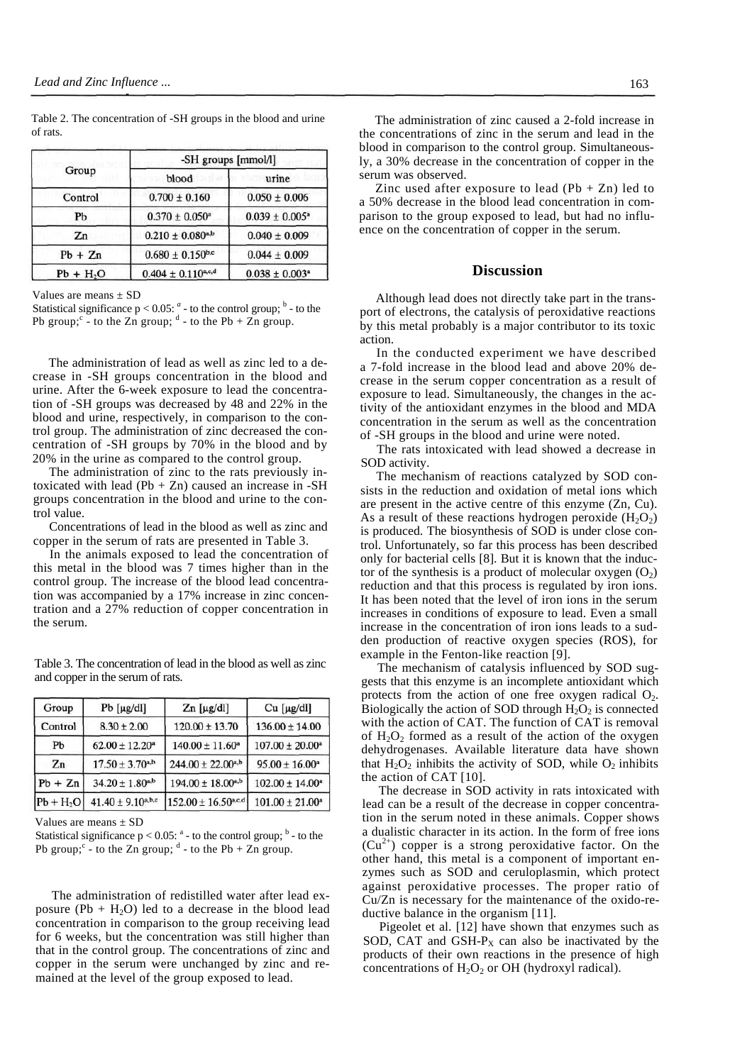Table 2. The concentration of -SH groups in the blood and urine of rats.

| Group | -SH groups [mmol/l] | |
|---|---|---|
| | blood | urine |
| Control | $0.700 \pm 0.160$ | $0.050 \pm 0.006$ |
| Pb | $0.370 \pm 0.050^{a}$ | $0.039 \pm 0.005^{a}$ |
| Zn | $0.210 \pm 0.080^{a,b}$ | $0.040 \pm 0.009$ |
| Pb + Zn | $0.680 \pm 0.150^{b,c}$ | $0.044 \pm 0.009$ |
| Pb + $H_2O$ | $0.404 \pm 0.110^{a,c,d}$ | $0.038 \pm 0.003^{a}$ |

Values are means ± SD

Statistical significance $p < 0.05$: [a] - to the control group; [b] - to the Pb group; [c] - to the Zn group; [d] - to the Pb + Zn group.

The administration of lead as well as zinc led to a decrease in -SH groups concentration in the blood and urine. After the 6-week exposure to lead the concentration of -SH groups was decreased by 48 and 22% in the blood and urine, respectively, in comparison to the control group. The administration of zinc decreased the concentration of -SH groups by 70% in the blood and by 20% in the urine as compared to the control group.

The administration of zinc to the rats previously intoxicated with lead (Pb + Zn) caused an increase in -SH groups concentration in the blood and urine to the control value.

Concentrations of lead in the blood as well as zinc and copper in the serum of rats are presented in Table 3.

In the animals exposed to lead the concentration of this metal in the blood was 7 times higher than in the control group. The increase of the blood lead concentration was accompanied by a 17% increase in zinc concentration and a 27% reduction of copper concentration in the serum.

Table 3. The concentration of lead in the blood as well as zinc and copper in the serum of rats.

| Group | Pb [μg/dl] | Zn [μg/dl] | Cu [μg/dl] |
|---|---|---|---|
| Control | $8.30 \pm 2.00$ | $120.00 \pm 13.70$ | $136.00 \pm 14.00$ |
| Pb | $62.00 \pm 12.20^{a}$ | $140.00 \pm 11.60^{a}$ | $107.00 \pm 20.00^{a}$ |
| Zn | $17.50 \pm 3.70^{a,b}$ | $244.00 \pm 22.00^{a,b}$ | $95.00 \pm 16.00^{a}$ |
| Pb + Zn | $34.20 \pm 1.80^{a,b}$ | $194.00 \pm 18.00^{a,b}$ | $102.00 \pm 14.00^{a}$ |
| Pb + $H_2O$ | $41.40 \pm 9.10^{a,b,c}$ | $152.00 \pm 16.50^{a,c,d}$ | $101.00 \pm 21.00^{a}$ |

Values are means ± SD

Statistical significance $p < 0.05$: [a] - to the control group; [b] - to the Pb group; [c] - to the Zn group; [d] - to the Pb + Zn group.

The administration of redistilled water after lead exposure (Pb + $H_2O$) led to a decrease in the blood lead concentration in comparison to the group receiving lead for 6 weeks, but the concentration was still higher than that in the control group. The concentrations of zinc and copper in the serum were unchanged by zinc and remained at the level of the group exposed to lead.

The administration of zinc caused a 2-fold increase in the concentrations of zinc in the serum and lead in the blood in comparison to the control group. Simultaneously, a 30% decrease in the concentration of copper in the serum was observed.

Zinc used after exposure to lead (Pb + Zn) led to a 50% decrease in the blood lead concentration in comparison to the group exposed to lead, but had no influence on the concentration of copper in the serum.

## Discussion

Although lead does not directly take part in the transport of electrons, the catalysis of peroxidative reactions by this metal probably is a major contributor to its toxic action.

In the conducted experiment we have described a 7-fold increase in the blood lead and above 20% decrease in the serum copper concentration as a result of exposure to lead. Simultaneously, the changes in the activity of the antioxidant enzymes in the blood and MDA concentration in the serum as well as the concentration of -SH groups in the blood and urine were noted.

The rats intoxicated with lead showed a decrease in SOD activity.

The mechanism of reactions catalyzed by SOD consists in the reduction and oxidation of metal ions which are present in the active centre of this enzyme (Zn, Cu). As a result of these reactions hydrogen peroxide ($H_2O_2$) is produced. The biosynthesis of SOD is under close control. Unfortunately, so far this process has been described only for bacterial cells [8]. But it is known that the inductor of the synthesis is a product of molecular oxygen ($O_2$) reduction and that this process is regulated by iron ions. It has been noted that the level of iron ions in the serum increases in conditions of exposure to lead. Even a small increase in the concentration of iron ions leads to a sudden production of reactive oxygen species (ROS), for example in the Fenton-like reaction [9].

The mechanism of catalysis influenced by SOD suggests that this enzyme is an incomplete antioxidant which protects from the action of one free oxygen radical $O_2$. Biologically the action of SOD through $H_2O_2$ is connected with the action of CAT. The function of CAT is removal of $H_2O_2$ formed as a result of the action of the oxygen dehydrogenases. Available literature data have shown that $H_2O_2$ inhibits the activity of SOD, while $O_2$ inhibits the action of CAT [10].

The decrease in SOD activity in rats intoxicated with lead can be a result of the decrease in copper concentration in the serum noted in these animals. Copper shows a dualistic character in its action. In the form of free ions ($Cu^{2+}$) copper is a strong peroxidative factor. On the other hand, this metal is a component of important enzymes such as SOD and ceruloplasmin, which protect against peroxidative processes. The proper ratio of Cu/Zn is necessary for the maintenance of the oxido-reductive balance in the organism [11].

Pigeolet et al. [12] have shown that enzymes such as SOD, CAT and GSH-$P_X$ can also be inactivated by the products of their own reactions in the presence of high concentrations of $H_2O_2$ or OH (hydroxyl radical).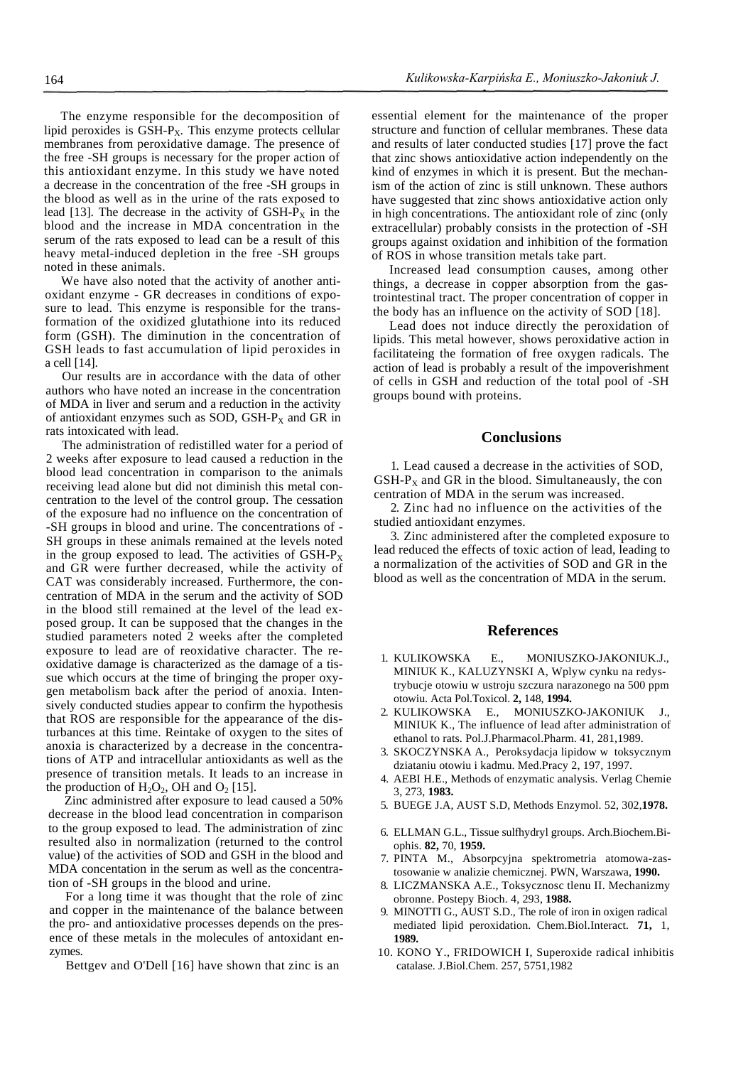The enzyme responsible for the decomposition of lipid peroxides is GSH-$P_X$. This enzyme protects cellular membranes from peroxidative damage. The presence of the free -SH groups is necessary for the proper action of this antioxidant enzyme. In this study we have noted a decrease in the concentration of the free -SH groups in the blood as well as in the urine of the rats exposed to lead [13]. The decrease in the activity of GSH-$P_X$ in the blood and the increase in MDA concentration in the serum of the rats exposed to lead can be a result of this heavy metal-induced depletion in the free -SH groups noted in these animals.

We have also noted that the activity of another antioxidant enzyme - GR decreases in conditions of exposure to lead. This enzyme is responsible for the transformation of the oxidized glutathione into its reduced form (GSH). The diminution in the concentration of GSH leads to fast accumulation of lipid peroxides in a cell [14].

Our results are in accordance with the data of other authors who have noted an increase in the concentration of MDA in liver and serum and a reduction in the activity of antioxidant enzymes such as SOD, GSH-$P_X$ and GR in rats intoxicated with lead.

The administration of redistilled water for a period of 2 weeks after exposure to lead caused a reduction in the blood lead concentration in comparison to the animals receiving lead alone but did not diminish this metal concentration to the level of the control group. The cessation of the exposure had no influence on the concentration of -SH groups in blood and urine. The concentrations of -SH groups in these animals remained at the levels noted in the group exposed to lead. The activities of GSH-$P_X$ and GR were further decreased, while the activity of CAT was considerably increased. Furthermore, the concentration of MDA in the serum and the activity of SOD in the blood still remained at the level of the lead exposed group. It can be supposed that the changes in the studied parameters noted 2 weeks after the completed exposure to lead are of reoxidative character. The reoxidative damage is characterized as the damage of a tissue which occurs at the time of bringing the proper oxygen metabolism back after the period of anoxia. Intensively conducted studies appear to confirm the hypothesis that ROS are responsible for the appearance of the disturbances at this time. Reintake of oxygen to the sites of anoxia is characterized by a decrease in the concentrations of ATP and intracellular antioxidants as well as the presence of transition metals. It leads to an increase in the production of $H_2O_2$, OH and $O_2$ [15].

Zinc administred after exposure to lead caused a 50% decrease in the blood lead concentration in comparison to the group exposed to lead. The administration of zinc resulted also in normalization (returned to the control value) of the activities of SOD and GSH in the blood and MDA concentation in the serum as well as the concentration of -SH groups in the blood and urine.

For a long time it was thought that the role of zinc and copper in the maintenance of the balance between the pro- and antioxidative processes depends on the presence of these metals in the molecules of antoxidant enzymes.

Bettgev and O'Dell [16] have shown that zinc is an essential element for the maintenance of the proper structure and function of cellular membranes. These data and results of later conducted studies [17] prove the fact that zinc shows antioxidative action independently on the kind of enzymes in which it is present. But the mechanism of the action of zinc is still unknown. These authors have suggested that zinc shows antioxidative action only in high concentrations. The antioxidant role of zinc (only extracellular) probably consists in the protection of -SH groups against oxidation and inhibition of the formation of ROS in whose transition metals take part.

Increased lead consumption causes, among other things, a decrease in copper absorption from the gastrointestinal tract. The proper concentration of copper in the body has an influence on the activity of SOD [18].

Lead does not induce directly the peroxidation of lipids. This metal however, shows peroxidative action in facilitateing the formation of free oxygen radicals. The action of lead is probably a result of the impoverishment of cells in GSH and reduction of the total pool of -SH groups bound with proteins.

## Conclusions

1. Lead caused a decrease in the activities of SOD, GSH-$P_X$ and GR in the blood. Simultaneausly, the con centration of MDA in the serum was increased.
2. Zinc had no influence on the activities of the studied antioxidant enzymes.
3. Zinc administered after the completed exposure to lead reduced the effects of toxic action of lead, leading to a normalization of the activities of SOD and GR in the blood as well as the concentration of MDA in the serum.

## References

1. KULIKOWSKA E., MONIUSZKO-JAKONIUK.J., MINIUK K., KALUZYNSKI A, Wplyw cynku na redystrybucje otowiu w ustroju szczura narazonego na 500 ppm otowiu. Acta Pol.Toxicol. **2,** 148, **1994.**
2. KULIKOWSKA E., MONIUSZKO-JAKONIUK J., MINIUK K., The influence of lead after administration of ethanol to rats. Pol.J.Pharmacol.Pharm. 41, 281,1989.
3. SKOCZYNSKA A., Peroksydacja lipidow w toksycznym dziataniu otowiu i kadmu. Med.Pracy 2, 197, 1997.
4. AEBI H.E., Methods of enzymatic analysis. Verlag Chemie 3, 273, **1983.**
5. BUEGE J.A, AUST S.D, Methods Enzymol. 52, 302,**1978.**
6. ELLMAN G.L., Tissue sulfhydryl groups. Arch.Biochem.Biophis. **82,** 70, **1959.**
7. PINTA M., Absorpcyjna spektrometria atomowa-zastosowanie w analizie chemicznej. PWN, Warszawa, **1990.**
8. LICZMANSKA A.E., Toksycznosc tlenu II. Mechanizmy obronne. Postepy Bioch. 4, 293, **1988.**
9. MINOTTI G., AUST S.D., The role of iron in oxigen radical mediated lipid peroxidation. Chem.Biol.Interact. **71,** 1, **1989.**
10. KONO Y., FRIDOWICH I, Superoxide radical inhibitis catalase. J.Biol.Chem. 257, 5751,1982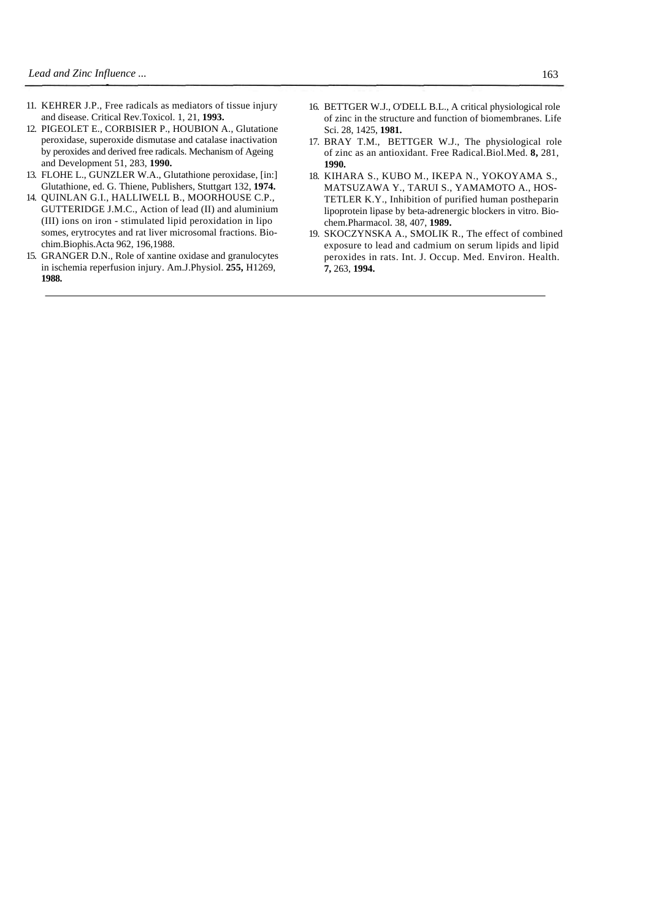11. KEHRER J.P., Free radicals as mediators of tissue injury and disease. Critical Rev.Toxicol. 1, 21, **1993.**
12. PIGEOLET E., CORBISIER P., HOUBION A., Glutatione peroxidase, superoxide dismutase and catalase inactivation by peroxides and derived free radicals. Mechanism of Ageing and Development 51, 283, **1990.**
13. FLOHE L., GUNZLER W.A., Glutathione peroxidase, [in:] Glutathione, ed. G. Thiene, Publishers, Stuttgart 132, **1974.**
14. QUINLAN G.I., HALLIWELL B., MOORHOUSE C.P., GUTTERIDGE J.M.C., Action of lead (II) and aluminium (III) ions on iron - stimulated lipid peroxidation in lipo somes, erytrocytes and rat liver microsomal fractions. Biochim.Biophis.Acta 962, 196,1988.
15. GRANGER D.N., Role of xantine oxidase and granulocytes in ischemia reperfusion injury. Am.J.Physiol. **255,** H1269, **1988.**
16. BETTGER W.J., O'DELL B.L., A critical physiological role of zinc in the structure and function of biomembranes. Life Sci. 28, 1425, **1981.**
17. BRAY T.M., BETTGER W.J., The physiological role of zinc as an antioxidant. Free Radical.Biol.Med. **8,** 281, **1990.**
18. KIHARA S., KUBO M., IKEPA N., YOKOYAMA S., MATSUZAWA Y., TARUI S., YAMAMOTO A., HOSTETLER K.Y., Inhibition of purified human postheparin lipoprotein lipase by beta-adrenergic blockers in vitro. Biochem.Pharmacol. 38, 407, **1989.**
19. SKOCZYNSKA A., SMOLIK R., The effect of combined exposure to lead and cadmium on serum lipids and lipid peroxides in rats. Int. J. Occup. Med. Environ. Health. **7,** 263, **1994.**